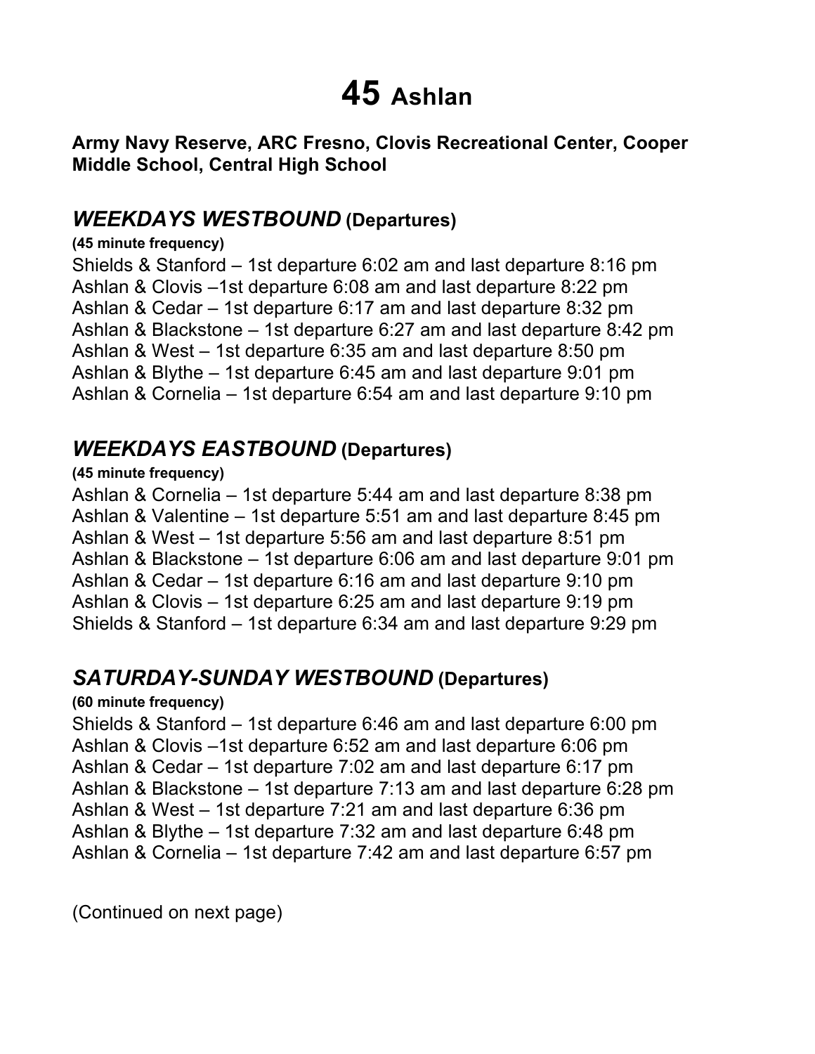# 45 Ashlan

**Army Navy Reserve, ARC Fresno, Clovis Recreational Center, Cooper Middle School, Central High School**

## *WEEKDAYS WESTBOUND* (Departures)

**(45 minute frequency)**

Shields & Stanford – 1st departure 6:02 am and last departure 8:16 pm
Ashlan & Clovis –1st departure 6:08 am and last departure 8:22 pm
Ashlan & Cedar – 1st departure 6:17 am and last departure 8:32 pm
Ashlan & Blackstone – 1st departure 6:27 am and last departure 8:42 pm
Ashlan & West – 1st departure 6:35 am and last departure 8:50 pm
Ashlan & Blythe – 1st departure 6:45 am and last departure 9:01 pm
Ashlan & Cornelia – 1st departure 6:54 am and last departure 9:10 pm

## *WEEKDAYS EASTBOUND* (Departures)

**(45 minute frequency)**

Ashlan & Cornelia – 1st departure 5:44 am and last departure 8:38 pm
Ashlan & Valentine – 1st departure 5:51 am and last departure 8:45 pm
Ashlan & West – 1st departure 5:56 am and last departure 8:51 pm
Ashlan & Blackstone – 1st departure 6:06 am and last departure 9:01 pm
Ashlan & Cedar – 1st departure 6:16 am and last departure 9:10 pm
Ashlan & Clovis – 1st departure 6:25 am and last departure 9:19 pm
Shields & Stanford – 1st departure 6:34 am and last departure 9:29 pm

## *SATURDAY-SUNDAY WESTBOUND* (Departures)

**(60 minute frequency)**

Shields & Stanford – 1st departure 6:46 am and last departure 6:00 pm
Ashlan & Clovis –1st departure 6:52 am and last departure 6:06 pm
Ashlan & Cedar – 1st departure 7:02 am and last departure 6:17 pm
Ashlan & Blackstone – 1st departure 7:13 am and last departure 6:28 pm
Ashlan & West – 1st departure 7:21 am and last departure 6:36 pm
Ashlan & Blythe – 1st departure 7:32 am and last departure 6:48 pm
Ashlan & Cornelia – 1st departure 7:42 am and last departure 6:57 pm

(Continued on next page)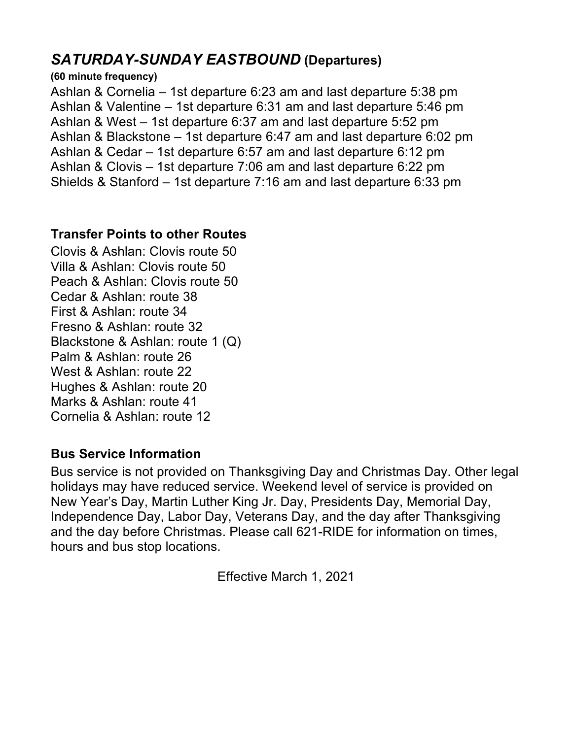## ***SATURDAY-SUNDAY EASTBOUND*** **(Departures)**

**(60 minute frequency)**

Ashlan & Cornelia – 1st departure 6:23 am and last departure 5:38 pm
Ashlan & Valentine – 1st departure 6:31 am and last departure 5:46 pm
Ashlan & West – 1st departure 6:37 am and last departure 5:52 pm
Ashlan & Blackstone – 1st departure 6:47 am and last departure 6:02 pm
Ashlan & Cedar – 1st departure 6:57 am and last departure 6:12 pm
Ashlan & Clovis – 1st departure 7:06 am and last departure 6:22 pm
Shields & Stanford – 1st departure 7:16 am and last departure 6:33 pm

### Transfer Points to other Routes

Clovis & Ashlan: Clovis route 50
Villa & Ashlan: Clovis route 50
Peach & Ashlan: Clovis route 50
Cedar & Ashlan: route 38
First & Ashlan: route 34
Fresno & Ashlan: route 32
Blackstone & Ashlan: route 1 (Q)
Palm & Ashlan: route 26
West & Ashlan: route 22
Hughes & Ashlan: route 20
Marks & Ashlan: route 41
Cornelia & Ashlan: route 12

### Bus Service Information

Bus service is not provided on Thanksgiving Day and Christmas Day. Other legal holidays may have reduced service. Weekend level of service is provided on New Year's Day, Martin Luther King Jr. Day, Presidents Day, Memorial Day, Independence Day, Labor Day, Veterans Day, and the day after Thanksgiving and the day before Christmas. Please call 621-RIDE for information on times, hours and bus stop locations.

Effective March 1, 2021